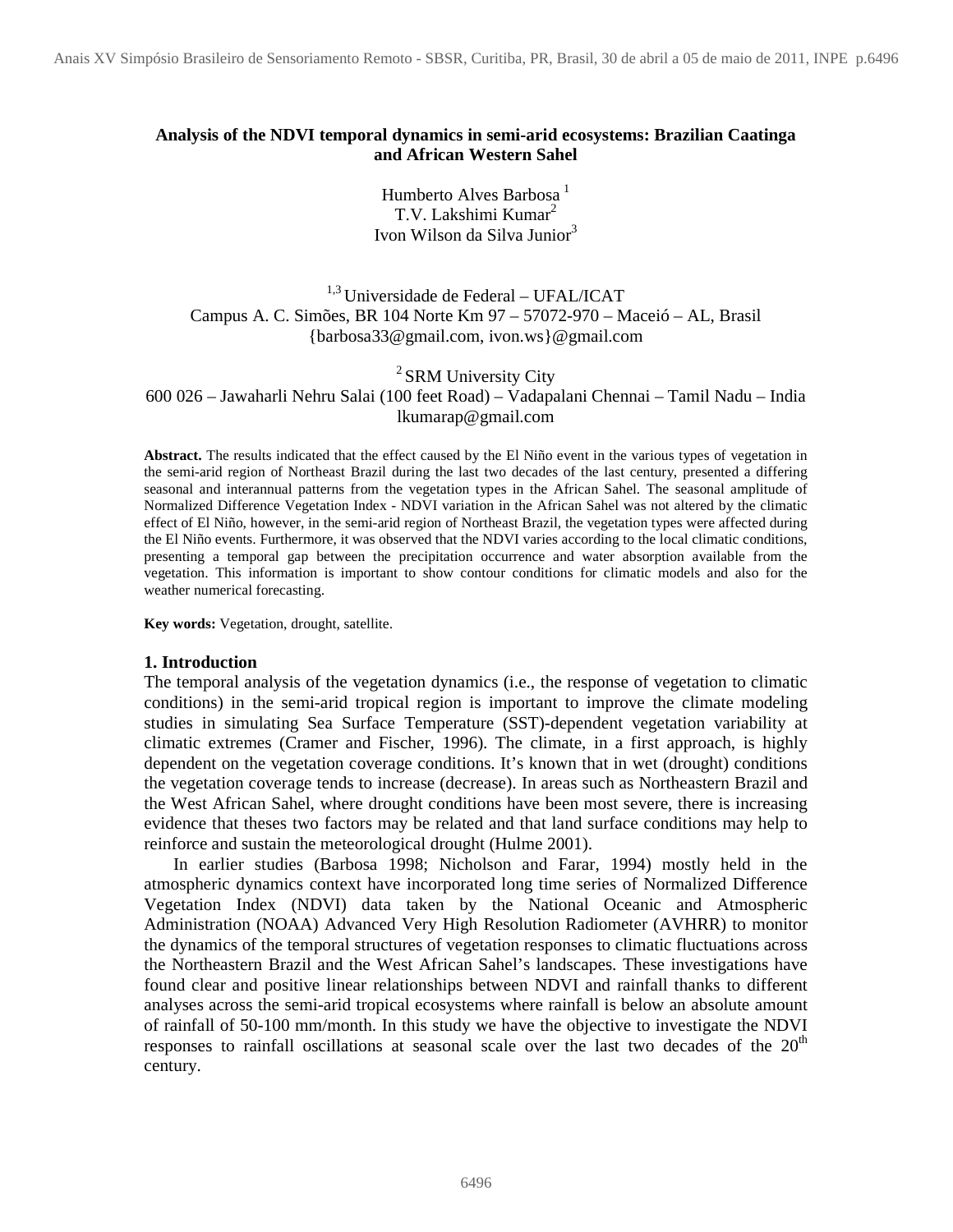# Analysis of the NDVI temporal dynamics in semi-arid ecosystems: Brazilian Caatinga and African Western Sahel

Humberto Alves Barbosa [1]
T.V. Lakshimi Kumar[2]
Ivon Wilson da Silva Junior[3]

[1,3] Universidade de Federal – UFAL/ICAT
Campus A. C. Simões, BR 104 Norte Km 97 – 57072-970 – Maceió – AL, Brasil
{barbosa33@gmail.com, ivon.ws}@gmail.com

[2] SRM University City
600 026 – Jawaharli Nehru Salai (100 feet Road) – Vadapalani Chennai – Tamil Nadu – India
lkumarap@gmail.com

**Abstract.** The results indicated that the effect caused by the El Niño event in the various types of vegetation in the semi-arid region of Northeast Brazil during the last two decades of the last century, presented a differing seasonal and interannual patterns from the vegetation types in the African Sahel. The seasonal amplitude of Normalized Difference Vegetation Index - NDVI variation in the African Sahel was not altered by the climatic effect of El Niño, however, in the semi-arid region of Northeast Brazil, the vegetation types were affected during the El Niño events. Furthermore, it was observed that the NDVI varies according to the local climatic conditions, presenting a temporal gap between the precipitation occurrence and water absorption available from the vegetation. This information is important to show contour conditions for climatic models and also for the weather numerical forecasting.

**Key words:** Vegetation, drought, satellite.

## 1. Introduction

The temporal analysis of the vegetation dynamics (i.e., the response of vegetation to climatic conditions) in the semi-arid tropical region is important to improve the climate modeling studies in simulating Sea Surface Temperature (SST)-dependent vegetation variability at climatic extremes (Cramer and Fischer, 1996). The climate, in a first approach, is highly dependent on the vegetation coverage conditions. It's known that in wet (drought) conditions the vegetation coverage tends to increase (decrease). In areas such as Northeastern Brazil and the West African Sahel, where drought conditions have been most severe, there is increasing evidence that theses two factors may be related and that land surface conditions may help to reinforce and sustain the meteorological drought (Hulme 2001).

In earlier studies (Barbosa 1998; Nicholson and Farar, 1994) mostly held in the atmospheric dynamics context have incorporated long time series of Normalized Difference Vegetation Index (NDVI) data taken by the National Oceanic and Atmospheric Administration (NOAA) Advanced Very High Resolution Radiometer (AVHRR) to monitor the dynamics of the temporal structures of vegetation responses to climatic fluctuations across the Northeastern Brazil and the West African Sahel's landscapes. These investigations have found clear and positive linear relationships between NDVI and rainfall thanks to different analyses across the semi-arid tropical ecosystems where rainfall is below an absolute amount of rainfall of 50-100 mm/month. In this study we have the objective to investigate the NDVI responses to rainfall oscillations at seasonal scale over the last two decades of the $20^{th}$ century.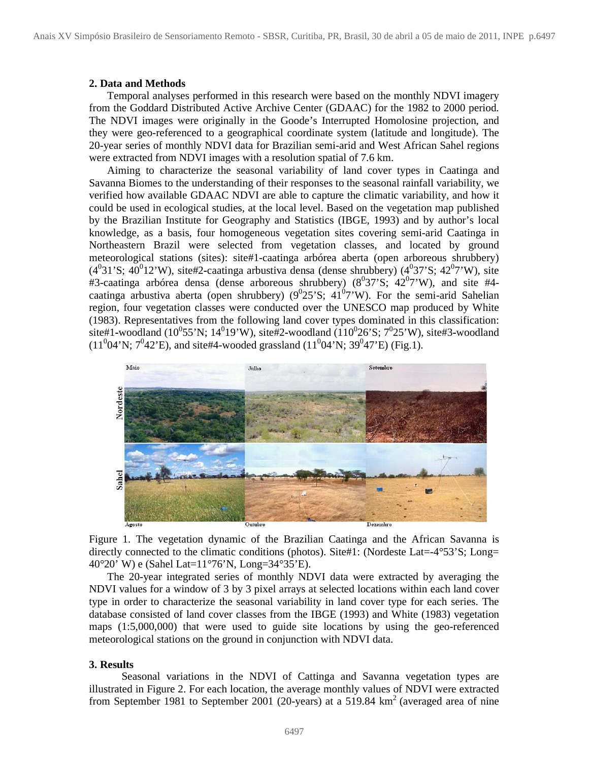## 2. Data and Methods

Temporal analyses performed in this research were based on the monthly NDVI imagery from the Goddard Distributed Active Archive Center (GDAAC) for the 1982 to 2000 period. The NDVI images were originally in the Goode's Interrupted Homolosine projection, and they were geo-referenced to a geographical coordinate system (latitude and longitude). The 20-year series of monthly NDVI data for Brazilian semi-arid and West African Sahel regions were extracted from NDVI images with a resolution spatial of 7.6 km.

Aiming to characterize the seasonal variability of land cover types in Caatinga and Savanna Biomes to the understanding of their responses to the seasonal rainfall variability, we verified how available GDAAC NDVI are able to capture the climatic variability, and how it could be used in ecological studies, at the local level. Based on the vegetation map published by the Brazilian Institute for Geography and Statistics (IBGE, 1993) and by author's local knowledge, as a basis, four homogeneous vegetation sites covering semi-arid Caatinga in Northeastern Brazil were selected from vegetation classes, and located by ground meteorological stations (sites): site#1-caatinga arbórea aberta (open arboreous shrubbery) ($4^0$31'S; $40^0$12'W), site#2-caatinga arbustiva densa (dense shrubbery) ($4^0$37'S; $42^0$7'W), site #3-caatinga arbórea densa (dense arboreous shrubbery) ($8^0$37'S; $42^0$7'W), and site #4-caatinga arbustiva aberta (open shrubbery) ($9^0$25'S; $41^0$7'W). For the semi-arid Sahelian region, four vegetation classes were conducted over the UNESCO map produced by White (1983). Representatives from the following land cover types dominated in this classification: site#1-woodland ($10^0$55'N; $14^0$19'W), site#2-woodland ($110^0$26'S; $7^0$25'W), site#3-woodland ($11^0$04'N; $7^0$42'E), and site#4-wooded grassland ($11^0$04'N; $39^0$47'E) (Fig.1).

Figure 1. The vegetation dynamic of the Brazilian Caatinga and the African Savanna is directly connected to the climatic conditions (photos). Site#1: (Nordeste Lat=-4°53'S; Long= 40°20' W) e (Sahel Lat=11°76'N, Long=34°35'E).

The 20-year integrated series of monthly NDVI data were extracted by averaging the NDVI values for a window of 3 by 3 pixel arrays at selected locations within each land cover type in order to characterize the seasonal variability in land cover type for each series. The database consisted of land cover classes from the IBGE (1993) and White (1983) vegetation maps (1:5,000,000) that were used to guide site locations by using the geo-referenced meteorological stations on the ground in conjunction with NDVI data.

## 3. Results

Seasonal variations in the NDVI of Cattinga and Savanna vegetation types are illustrated in Figure 2. For each location, the average monthly values of NDVI were extracted from September 1981 to September 2001 (20-years) at a 519.84 km$^2$ (averaged area of nine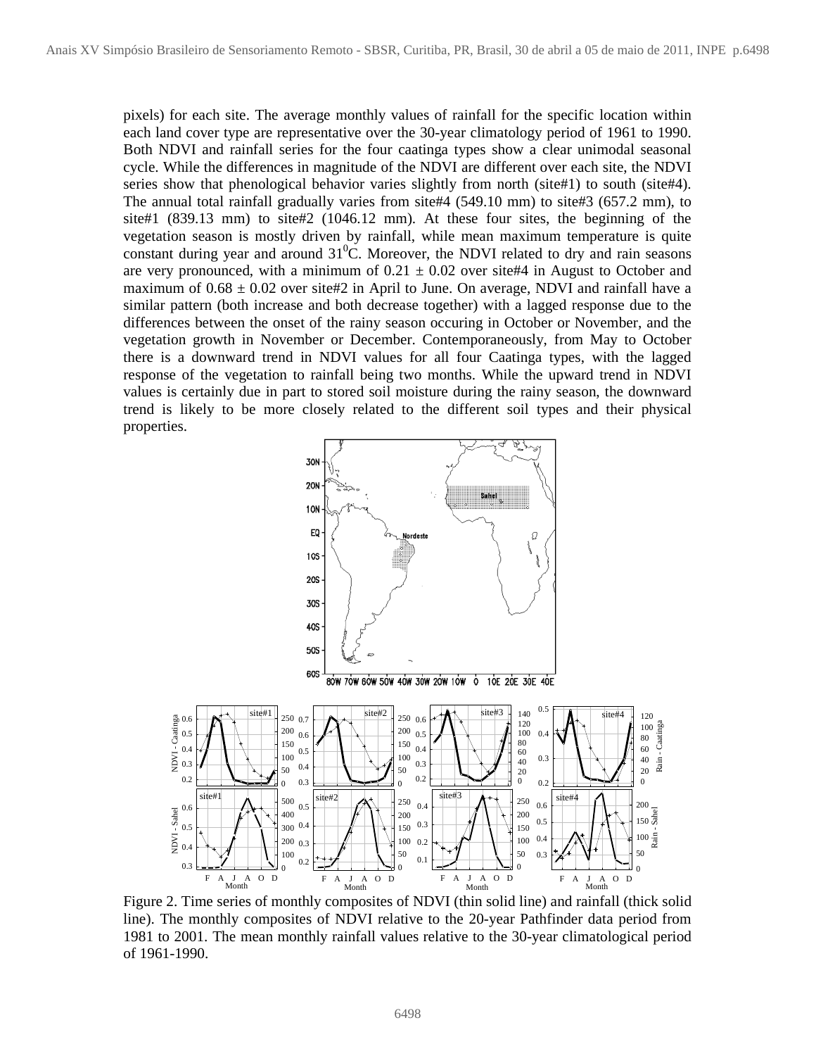pixels) for each site. The average monthly values of rainfall for the specific location within each land cover type are representative over the 30-year climatology period of 1961 to 1990. Both NDVI and rainfall series for the four caatinga types show a clear unimodal seasonal cycle. While the differences in magnitude of the NDVI are different over each site, the NDVI series show that phenological behavior varies slightly from north (site#1) to south (site#4). The annual total rainfall gradually varies from site#4 (549.10 mm) to site#3 (657.2 mm), to site#1 (839.13 mm) to site#2 (1046.12 mm). At these four sites, the beginning of the vegetation season is mostly driven by rainfall, while mean maximum temperature is quite constant during year and around $31^0$C. Moreover, the NDVI related to dry and rain seasons are very pronounced, with a minimum of $0.21 \pm 0.02$ over site#4 in August to October and maximum of $0.68 \pm 0.02$ over site#2 in April to June. On average, NDVI and rainfall have a similar pattern (both increase and both decrease together) with a lagged response due to the differences between the onset of the rainy season occuring in October or November, and the vegetation growth in November or December. Contemporaneously, from May to October there is a downward trend in NDVI values for all four Caatinga types, with the lagged response of the vegetation to rainfall being two months. While the upward trend in NDVI values is certainly due in part to stored soil moisture during the rainy season, the downward trend is likely to be more closely related to the different soil types and their physical properties.

Figure 2. Time series of monthly composites of NDVI (thin solid line) and rainfall (thick solid line). The monthly composites of NDVI relative to the 20-year Pathfinder data period from 1981 to 2001. The mean monthly rainfall values relative to the 30-year climatological period of 1961-1990.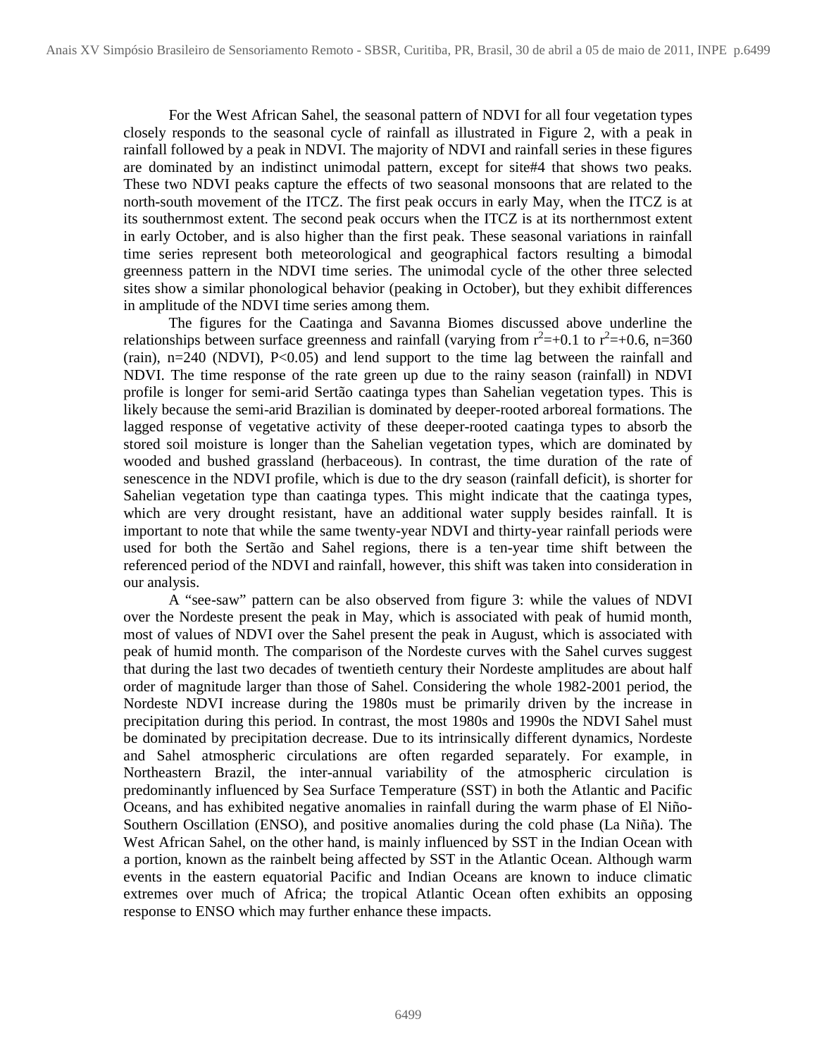For the West African Sahel, the seasonal pattern of NDVI for all four vegetation types closely responds to the seasonal cycle of rainfall as illustrated in Figure 2, with a peak in rainfall followed by a peak in NDVI. The majority of NDVI and rainfall series in these figures are dominated by an indistinct unimodal pattern, except for site#4 that shows two peaks. These two NDVI peaks capture the effects of two seasonal monsoons that are related to the north-south movement of the ITCZ. The first peak occurs in early May, when the ITCZ is at its southernmost extent. The second peak occurs when the ITCZ is at its northernmost extent in early October, and is also higher than the first peak. These seasonal variations in rainfall time series represent both meteorological and geographical factors resulting a bimodal greenness pattern in the NDVI time series. The unimodal cycle of the other three selected sites show a similar phonological behavior (peaking in October), but they exhibit differences in amplitude of the NDVI time series among them.

The figures for the Caatinga and Savanna Biomes discussed above underline the relationships between surface greenness and rainfall (varying from $r^2$=+0.1 to $r^2$=+0.6, n=360 (rain), n=240 (NDVI), $P<0.05$) and lend support to the time lag between the rainfall and NDVI. The time response of the rate green up due to the rainy season (rainfall) in NDVI profile is longer for semi-arid Sertão caatinga types than Sahelian vegetation types. This is likely because the semi-arid Brazilian is dominated by deeper-rooted arboreal formations. The lagged response of vegetative activity of these deeper-rooted caatinga types to absorb the stored soil moisture is longer than the Sahelian vegetation types, which are dominated by wooded and bushed grassland (herbaceous). In contrast, the time duration of the rate of senescence in the NDVI profile, which is due to the dry season (rainfall deficit), is shorter for Sahelian vegetation type than caatinga types. This might indicate that the caatinga types, which are very drought resistant, have an additional water supply besides rainfall. It is important to note that while the same twenty-year NDVI and thirty-year rainfall periods were used for both the Sertão and Sahel regions, there is a ten-year time shift between the referenced period of the NDVI and rainfall, however, this shift was taken into consideration in our analysis.

A "see-saw" pattern can be also observed from figure 3: while the values of NDVI over the Nordeste present the peak in May, which is associated with peak of humid month, most of values of NDVI over the Sahel present the peak in August, which is associated with peak of humid month. The comparison of the Nordeste curves with the Sahel curves suggest that during the last two decades of twentieth century their Nordeste amplitudes are about half order of magnitude larger than those of Sahel. Considering the whole 1982-2001 period, the Nordeste NDVI increase during the 1980s must be primarily driven by the increase in precipitation during this period. In contrast, the most 1980s and 1990s the NDVI Sahel must be dominated by precipitation decrease. Due to its intrinsically different dynamics, Nordeste and Sahel atmospheric circulations are often regarded separately. For example, in Northeastern Brazil, the inter-annual variability of the atmospheric circulation is predominantly influenced by Sea Surface Temperature (SST) in both the Atlantic and Pacific Oceans, and has exhibited negative anomalies in rainfall during the warm phase of El Niño-Southern Oscillation (ENSO), and positive anomalies during the cold phase (La Niña). The West African Sahel, on the other hand, is mainly influenced by SST in the Indian Ocean with a portion, known as the rainbelt being affected by SST in the Atlantic Ocean. Although warm events in the eastern equatorial Pacific and Indian Oceans are known to induce climatic extremes over much of Africa; the tropical Atlantic Ocean often exhibits an opposing response to ENSO which may further enhance these impacts.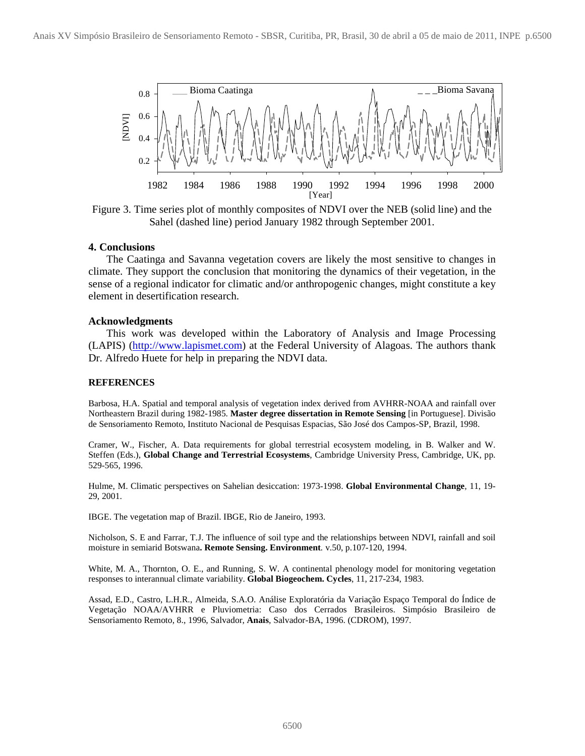Bioma Caatinga

Bioma Savana

0.8

0.6

0.4

0.2

[NDVI]

1982 1984 1986 1988 1990 1992 1994 1996 1998 2000

[Year]

Figure 3. Time series plot of monthly composites of NDVI over the NEB (solid line) and the Sahel (dashed line) period January 1982 through September 2001.

## 4. Conclusions

The Caatinga and Savanna vegetation covers are likely the most sensitive to changes in climate. They support the conclusion that monitoring the dynamics of their vegetation, in the sense of a regional indicator for climatic and/or anthropogenic changes, might constitute a key element in desertification research.

## Acknowledgments

This work was developed within the Laboratory of Analysis and Image Processing (LAPIS) (http://www.lapismet.com) at the Federal University of Alagoas. The authors thank Dr. Alfredo Huete for help in preparing the NDVI data.

## REFERENCES

Barbosa, H.A. Spatial and temporal analysis of vegetation index derived from AVHRR-NOAA and rainfall over Northeastern Brazil during 1982-1985. **Master degree dissertation in Remote Sensing** [in Portuguese]. Divisão de Sensoriamento Remoto, Instituto Nacional de Pesquisas Espacias, São José dos Campos-SP, Brazil, 1998.

Cramer, W., Fischer, A. Data requirements for global terrestrial ecosystem modeling, in B. Walker and W. Steffen (Eds.), **Global Change and Terrestrial Ecosystems**, Cambridge University Press, Cambridge, UK, pp. 529-565, 1996.

Hulme, M. Climatic perspectives on Sahelian desiccation: 1973-1998. **Global Environmental Change**, 11, 19-29, 2001.

IBGE. The vegetation map of Brazil. IBGE, Rio de Janeiro, 1993.

Nicholson, S. E and Farrar, T.J. The influence of soil type and the relationships between NDVI, rainfall and soil moisture in semiarid Botswana**. Remote Sensing. Environment**. v.50, p.107-120, 1994.

White, M. A., Thornton, O. E., and Running, S. W. A continental phenology model for monitoring vegetation responses to interannual climate variability. **Global Biogeochem. Cycles**, 11, 217-234, 1983.

Assad, E.D., Castro, L.H.R., Almeida, S.A.O. Análise Exploratória da Variação Espaço Temporal do Índice de Vegetação NOAA/AVHRR e Pluviometria: Caso dos Cerrados Brasileiros. Simpósio Brasileiro de Sensoriamento Remoto, 8., 1996, Salvador, **Anais**, Salvador-BA, 1996. (CDROM), 1997.